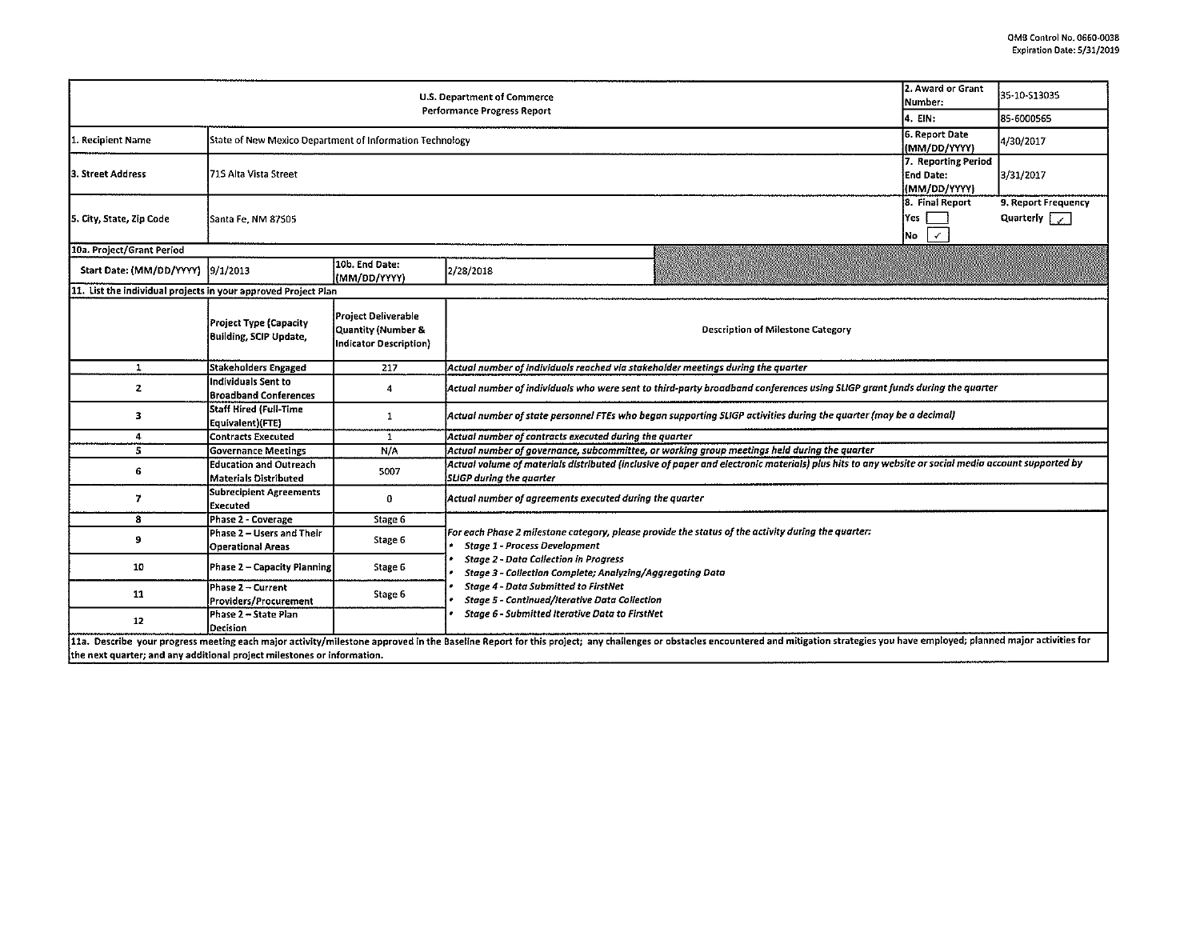OMB Control No. 0660-0038
Expiration Date: 5/31/2019

| U.S. Department of Commerce Performance Progress Report | | | | 2. Award or Grant Number: | 35-10-S13035 |
|---|---|---|---|---|---|
| | | | | 4. EIN: | 85-6000565 |
| 1. Recipient Name | State of New Mexico Department of Information Technology | | | 6. Report Date (MM/DD/YYYY) | 4/30/2017 |
| 3. Street Address | 715 Alta Vista Street | | | 7. Reporting Period End Date: (MM/DD/YYYY) | 3/31/2017 |
| 5. City, State, Zip Code | Santa Fe, NM 87505 | | | 8. Final Report Yes [ ] No [✓] | 9. Report Frequency Quarterly [✓] |
| 10a. Project/Grant Period | | | | | |
| Start Date: (MM/DD/YYYY) | 9/1/2013 | 10b. End Date: (MM/DD/YYYY) | 2/28/2018 | | |

11. List the individual projects in your approved Project Plan

| | Project Type (Capacity Building, SCIP Update, | Project Deliverable Quantity (Number & Indicator Description) | Description of Milestone Category |
|---|---|---|---|
| 1 | Stakeholders Engaged | 217 | *Actual number of individuals reached via stakeholder meetings during the quarter* |
| 2 | Individuals Sent to Broadband Conferences | 4 | *Actual number of individuals who were sent to third-party broadband conferences using SLIGP grant funds during the quarter* |
| 3 | Staff Hired (Full-Time Equivalent)(FTE) | 1 | *Actual number of state personnel FTEs who began supporting SLIGP activities during the quarter (may be a decimal)* |
| 4 | Contracts Executed | 1 | *Actual number of contracts executed during the quarter* |
| 5 | Governance Meetings | N/A | *Actual number of governance, subcommittee, or working group meetings held during the quarter* |
| 6 | Education and Outreach Materials Distributed | 5007 | *Actual volume of materials distributed (inclusive of paper and electronic materials) plus hits to any website or social media account supported by SLIGP during the quarter* |
| 7 | Subrecipient Agreements Executed | 0 | *Actual number of agreements executed during the quarter* |
| 8 | Phase 2 - Coverage | Stage 6 | *For each Phase 2 milestone category, please provide the status of the activity during the quarter:* <br>• *Stage 1 - Process Development* <br>• *Stage 2 - Data Collection in Progress* <br>• *Stage 3 - Collection Complete; Analyzing/Aggregating Data* <br>• *Stage 4 - Data Submitted to FirstNet* <br>• *Stage 5 - Continued/Iterative Data Collection* <br>• *Stage 6 - Submitted Iterative Data to FirstNet* |
| 9 | Phase 2 – Users and Their Operational Areas | Stage 6 | |
| 10 | Phase 2 – Capacity Planning | Stage 6 | |
| 11 | Phase 2 – Current Providers/Procurement | Stage 6 | |
| 12 | Phase 2 – State Plan Decision | | |

11a. Describe your progress meeting each major activity/milestone approved in the Baseline Report for this project; any challenges or obstacles encountered and mitigation strategies you have employed; planned major activities for the next quarter; and any additional project milestones or information.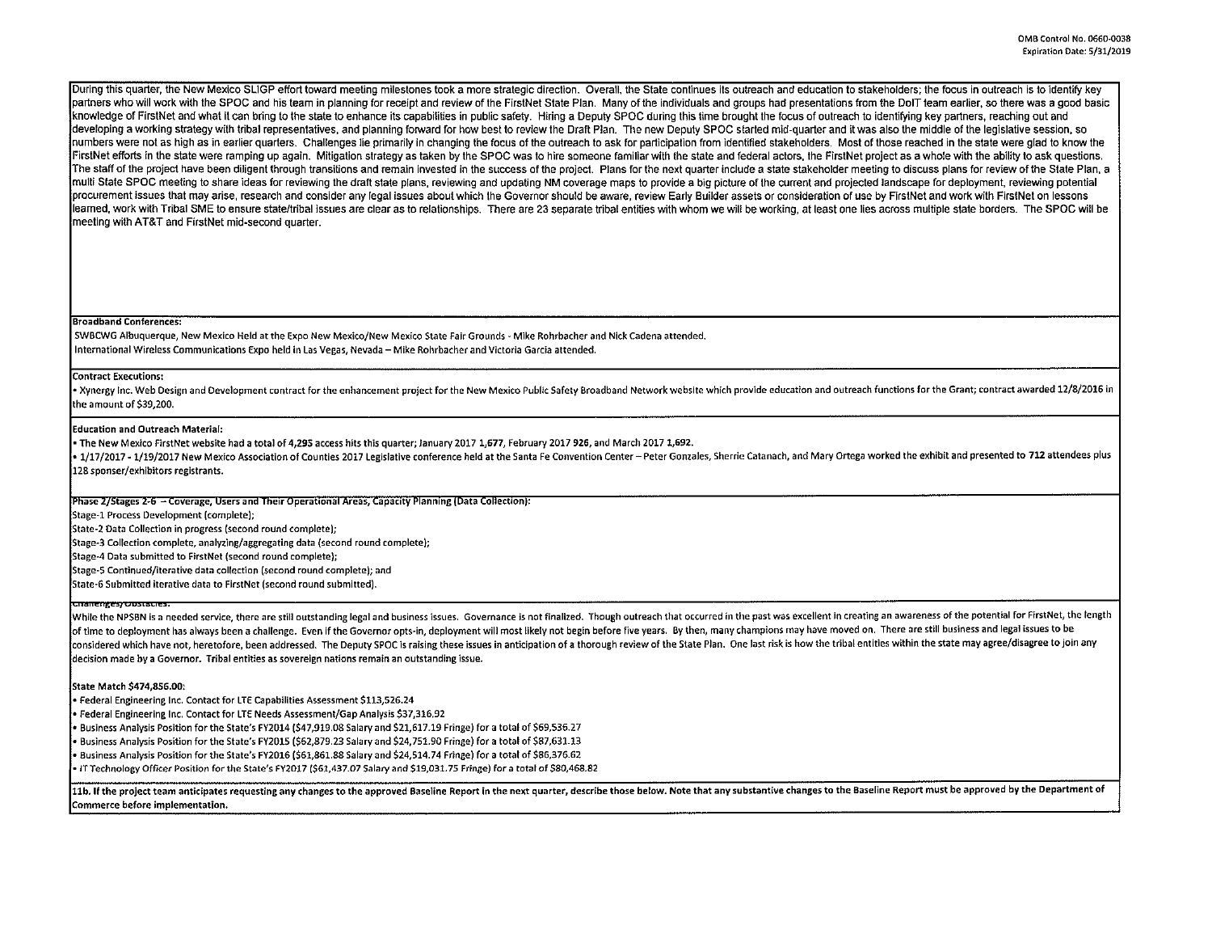During this quarter, the New Mexico SLIGP effort toward meeting milestones took a more strategic direction. Overall, the State continues its outreach and education to stakeholders; the focus in outreach is to identify key partners who will work with the SPOC and his team in planning for receipt and review of the FirstNet State Plan. Many of the individuals and groups had presentations from the DoIT team earlier, so there was a good basic knowledge of FirstNet and what it can bring to the state to enhance its capabilities in public safety. Hiring a Deputy SPOC during this time brought the focus of outreach to identifying key partners, reaching out and developing a working strategy with tribal representatives, and planning forward for how best to review the Draft Plan. The new Deputy SPOC started mid-quarter and it was also the middle of the legislative session, so numbers were not as high as in earlier quarters. Challenges lie primarily in changing the focus of the outreach to ask for participation from identified stakeholders. Most of those reached in the state were glad to know the FirstNet efforts in the state were ramping up again. Mitigation strategy as taken by the SPOC was to hire someone familiar with the state and federal actors, the FirstNet project as a whole with the ability to ask questions. The staff of the project have been diligent through transitions and remain invested in the success of the project. Plans for the next quarter include a state stakeholder meeting to discuss plans for review of the State Plan, a multi State SPOC meeting to share ideas for reviewing the draft state plans, reviewing and updating NM coverage maps to provide a big picture of the current and projected landscape for deployment, reviewing potential procurement issues that may arise, research and consider any legal issues about which the Governor should be aware, review Early Builder assets or consideration of use by FirstNet and work with FirstNet on lessons learned, work with Tribal SME to ensure state/tribal issues are clear as to relationships. There are 23 separate tribal entities with whom we will be working, at least one lies across multiple state borders. The SPOC will be meeting with AT&T and FirstNet mid-second quarter.

**Broadband Conferences:**

SWBCWG Albuquerque, New Mexico Held at the Expo New Mexico/New Mexico State Fair Grounds - Mike Rohrbacher and Nick Cadena attended.

International Wireless Communications Expo held in Las Vegas, Nevada – Mike Rohrbacher and Victoria Garcia attended.

**Contract Executions:**

- Xynergy Inc. Web Design and Development contract for the enhancement project for the New Mexico Public Safety Broadband Network website which provide education and outreach functions for the Grant; contract awarded 12/8/2016 in the amount of $39,200.

**Education and Outreach Material:**

- The New Mexico FirstNet website had a total of **4,295** access hits this quarter; January 2017 **1,677**, February 2017 **926**, and March 2017 **1,692**.
- 1/17/2017 - 1/19/2017 New Mexico Association of Counties 2017 Legislative conference held at the Santa Fe Convention Center – Peter Gonzales, Sherrie Catanach, and Mary Ortega worked the exhibit and presented to **712** attendees plus 128 sponser/exhibitors registrants.

**Phase 2/Stages 2-6 – Coverage, Users and Their Operational Areas, Capacity Planning (Data Collection):**

Stage-1 Process Development (complete);
State-2 Data Collection in progress (second round complete);
Stage-3 Collection complete, analyzing/aggregating data (second round complete);
Stage-4 Data submitted to FirstNet (second round complete);
Stage-5 Continued/iterative data collection (second round complete); and
State-6 Submitted iterative data to FirstNet (second round submitted).

**Challenges/Obstacles:**

While the NPSBN is a needed service, there are still outstanding legal and business issues. Governance is not finalized. Though outreach that occurred in the past was excellent in creating an awareness of the potential for FirstNet, the length of time to deployment has always been a challenge. Even if the Governor opts-in, deployment will most likely not begin before five years. By then, many champions may have moved on. There are still business and legal issues to be considered which have not, heretofore, been addressed. The Deputy SPOC is raising these issues in anticipation of a thorough review of the State Plan. One last risk is how the tribal entities within the state may agree/disagree to join any decision made by a Governor. Tribal entities as sovereign nations remain an outstanding issue.

**State Match $474,856.00:**

- Federal Engineering Inc. Contact for LTE Capabilities Assessment $113,526.24
- Federal Engineering Inc. Contact for LTE Needs Assessment/Gap Analysis $37,316.92
- Business Analysis Position for the State's FY2014 ($47,919.08 Salary and $21,617.19 Fringe) for a total of $69,536.27
- Business Analysis Position for the State's FY2015 ($62,879.23 Salary and $24,751.90 Fringe) for a total of $87,631.13
- Business Analysis Position for the State's FY2016 ($61,861.88 Salary and $24,514.74 Fringe) for a total of $86,376.62
- IT Technology Officer Position for the State's FY2017 ($61,437.07 Salary and $19,031.75 Fringe) for a total of $80,468.82

**11b. If the project team anticipates requesting any changes to the approved Baseline Report in the next quarter, describe those below. Note that any substantive changes to the Baseline Report must be approved by the Department of Commerce before implementation.**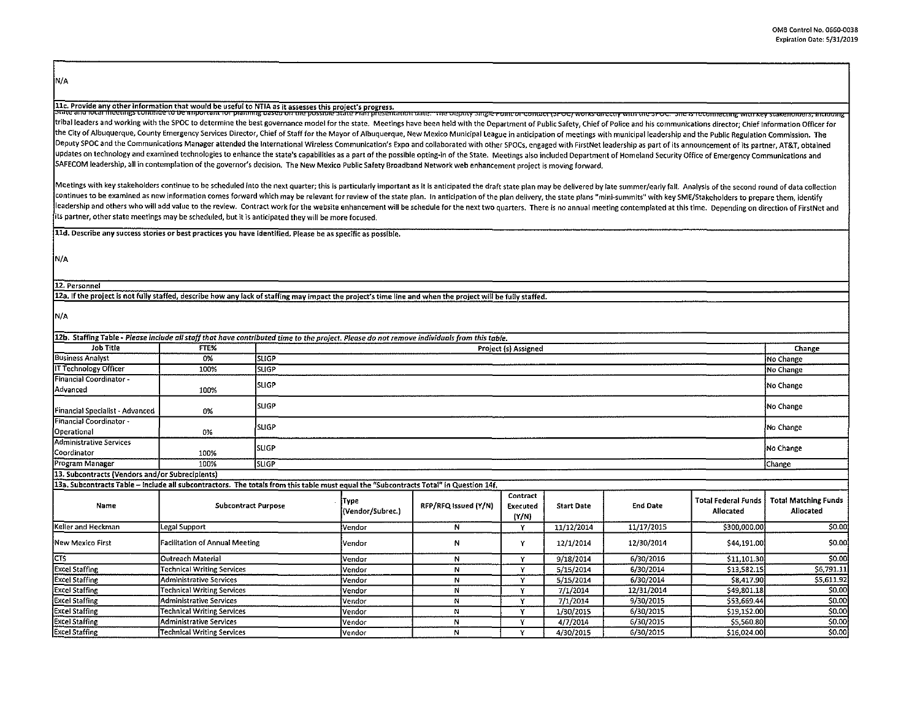OMB Control No. 0660-0038
Expiration Date: 5/31/2019

N/A

**11c. Provide any other information that would be useful to NTIA as it assesses this project's progress.**

State and local meetings continue to be important for planning based on the possible State Plan presentation date. The Deputy Single Point of Contact (SPOC) works directly with the SPOC. She is reconnecting with key stakeholders, including tribal leaders and working with the SPOC to determine the best governance model for the state. Meetings have been held with the Department of Public Safety, Chief of Police and his communications director; Chief Information Officer for the City of Albuquerque, County Emergency Services Director, Chief of Staff for the Mayor of Albuquerque, New Mexico Municipal League in anticipation of meetings with municipal leadership and the Public Regulation Commission. The Deputy SPOC and the Communications Manager attended the International Wireless Communication's Expo and collaborated with other SPOCs, engaged with FirstNet leadership as part of its announcement of its partner, AT&T, obtained updates on technology and examined technologies to enhance the state's capabilities as a part of the possible opting-in of the State. Meetings also included Department of Homeland Security Office of Emergency Communications and SAFECOM leadership, all in contemplation of the governor's decision. The New Mexico Public Safety Broadband Network web enhancement project is moving forward.

Meetings with key stakeholders continue to be scheduled into the next quarter; this is particularly important as it is anticipated the draft state plan may be delivered by late summer/early fall. Analysis of the second round of data collection continues to be examined as new information comes forward which may be relevant for review of the state plan. In anticipation of the plan delivery, the state plans "mini-summits" with key SME/Stakeholders to prepare them, identify leadership and others who will add value to the review. Contract work for the website enhancement will be schedule for the next two quarters. There is no annual meeting contemplated at this time. Depending on direction of FirstNet and its partner, other state meetings may be scheduled, but it is anticipated they will be more focused.

**11d. Describe any success stories or best practices you have identified. Please be as specific as possible.**

N/A

**12. Personnel**

**12a. If the project is not fully staffed, describe how any lack of staffing may impact the project's time line and when the project will be fully staffed.**

N/A

**12b. Staffing Table -** *Please include all staff that have contributed time to the project. Please do not remove individuals from this table.*

| Job Title | FTE% | Project (s) Assigned | Change |
|---|---|---|---|
| Business Analyst | 0% | SLIGP | No Change |
| IT Technology Officer | 100% | SLIGP | No Change |
| Financial Coordinator - Advanced | 100% | SLIGP | No Change |
| Financial Specialist - Advanced | 0% | SLIGP | No Change |
| Financial Coordinator - Operational | 0% | SLIGP | No Change |
| Administrative Services Coordinator | 100% | SLIGP | No Change |
| Program Manager | 100% | SLIGP | Change |

**13. Subcontracts (Vendors and/or Subrecipients)**

**13a. Subcontracts Table – Include all subcontractors. The totals from this table must equal the "Subcontracts Total" in Question 14f.**

| Name | Subcontract Purpose | Type (Vendor/Subrec.) | RFP/RFQ Issued (Y/N) | Contract Executed (Y/N) | Start Date | End Date | Total Federal Funds Allocated | Total Matching Funds Allocated |
|---|---|---|---|---|---|---|---|---|
| Keller and Heckman | Legal Support | Vendor | N | Y | 11/12/2014 | 11/17/2015 | $300,000.00 | $0.00 |
| New Mexico First | Facilitation of Annual Meeting | Vendor | N | Y | 12/1/2014 | 12/30/2014 | $44,191.00 | $0.00 |
| CTS | Outreach Material | Vendor | N | Y | 9/18/2014 | 6/30/2016 | $11,101.30 | $0.00 |
| Excel Staffing | Technical Writing Services | Vendor | N | Y | 5/15/2014 | 6/30/2014 | $13,582.15 | $6,791.11 |
| Excel Staffing | Administrative Services | Vendor | N | Y | 5/15/2014 | 6/30/2014 | $8,417.90 | $5,611.92 |
| Excel Staffing | Technical Writing Services | Vendor | N | Y | 7/1/2014 | 12/31/2014 | $49,801.18 | $0.00 |
| Excel Staffing | Administrative Services | Vendor | N | Y | 7/1/2014 | 9/30/2015 | $53,669.44 | $0.00 |
| Excel Staffing | Technical Writing Services | Vendor | N | Y | 1/30/2015 | 6/30/2015 | $19,152.00 | $0.00 |
| Excel Staffing | Administrative Services | Vendor | N | Y | 4/7/2014 | 6/30/2015 | $5,560.80 | $0.00 |
| Excel Staffing | Technical Writing Services | Vendor | N | Y | 4/30/2015 | 6/30/2015 | $16,024.00 | $0.00 |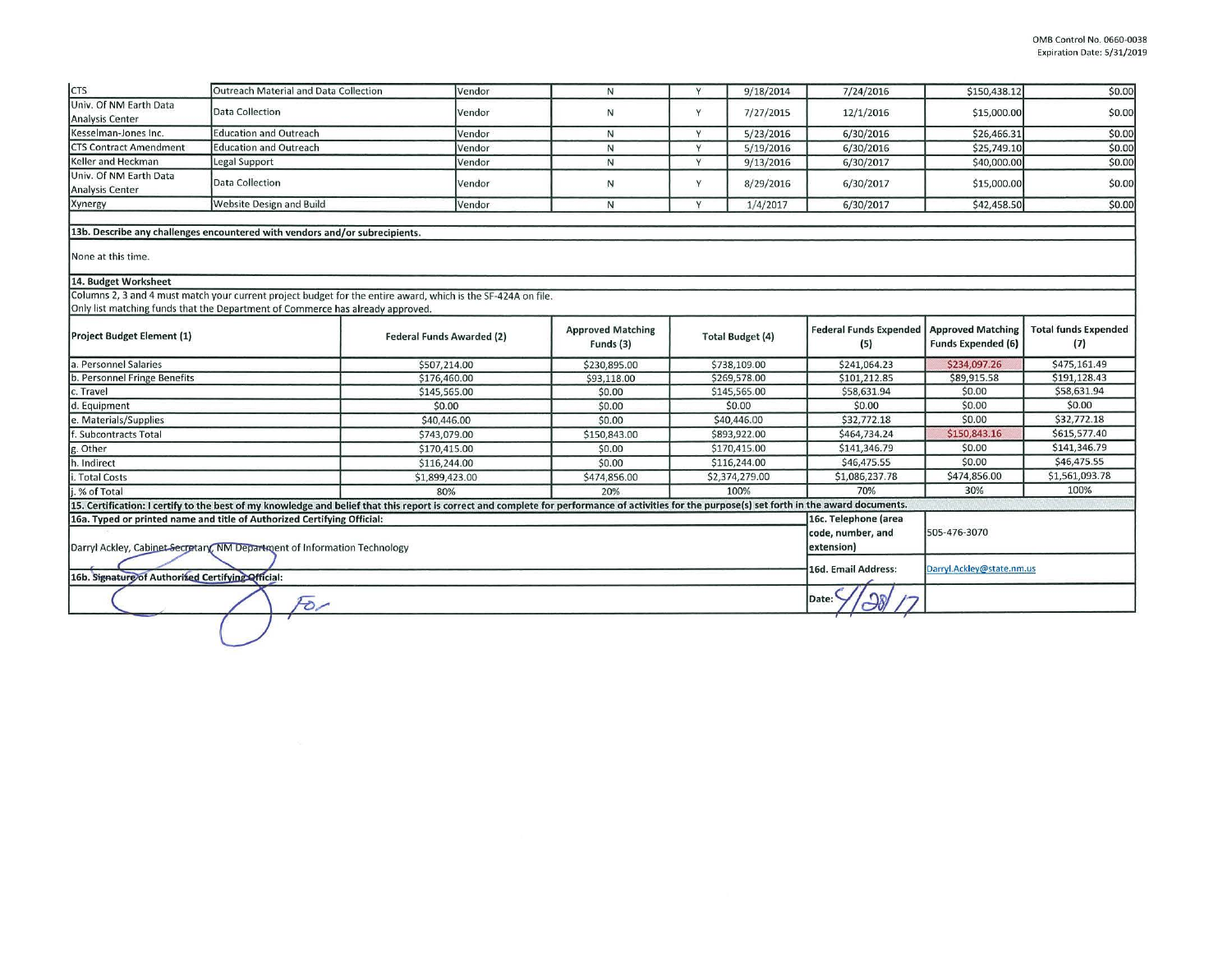| | | | | | | | | |
|---|---|---|---|---|---|---|---|---|
| CTS | Outreach Material and Data Collection | Vendor | N | Y | 9/18/2014 | 7/24/2016 | $150,438.12 | $0.00 |
| Univ. Of NM Earth Data Analysis Center | Data Collection | Vendor | N | Y | 7/27/2015 | 12/1/2016 | $15,000.00 | $0.00 |
| Kesselman-Jones Inc. | Education and Outreach | Vendor | N | Y | 5/23/2016 | 6/30/2016 | $26,466.31 | $0.00 |
| CTS Contract Amendment | Education and Outreach | Vendor | N | Y | 5/19/2016 | 6/30/2016 | $25,749.10 | $0.00 |
| Keller and Heckman | Legal Support | Vendor | N | Y | 9/13/2016 | 6/30/2017 | $40,000.00 | $0.00 |
| Univ. Of NM Earth Data Analysis Center | Data Collection | Vendor | N | Y | 8/29/2016 | 6/30/2017 | $15,000.00 | $0.00 |
| Xynergy | Website Design and Build | Vendor | N | Y | 1/4/2017 | 6/30/2017 | $42,458.50 | $0.00 |

**13b. Describe any challenges encountered with vendors and/or subrecipients.**

None at this time.

**14. Budget Worksheet**

Columns 2, 3 and 4 must match your current project budget for the entire award, which is the SF-424A on file.
Only list matching funds that the Department of Commerce has already approved.

| Project Budget Element (1) | Federal Funds Awarded (2) | Approved Matching Funds (3) | Total Budget (4) | Federal Funds Expended (5) | Approved Matching Funds Expended (6) | Total funds Expended (7) |
|---|---|---|---|---|---|---|
| a. Personnel Salaries | $507,214.00 | $230,895.00 | $738,109.00 | $241,064.23 | $234,097.26 | $475,161.49 |
| b. Personnel Fringe Benefits | $176,460.00 | $93,118.00 | $269,578.00 | $101,212.85 | $89,915.58 | $191,128.43 |
| c. Travel | $145,565.00 | $0.00 | $145,565.00 | $58,631.94 | $0.00 | $58,631.94 |
| d. Equipment | $0.00 | $0.00 | $0.00 | $0.00 | $0.00 | $0.00 |
| e. Materials/Supplies | $40,446.00 | $0.00 | $40,446.00 | $32,772.18 | $0.00 | $32,772.18 |
| f. Subcontracts Total | $743,079.00 | $150,843.00 | $893,922.00 | $464,734.24 | $150,843.16 | $615,577.40 |
| g. Other | $170,415.00 | $0.00 | $170,415.00 | $141,346.79 | $0.00 | $141,346.79 |
| h. Indirect | $116,244.00 | $0.00 | $116,244.00 | $46,475.55 | $0.00 | $46,475.55 |
| i. Total Costs | $1,899,423.00 | $474,856.00 | $2,374,279.00 | $1,086,237.78 | $474,856.00 | $1,561,093.78 |
| j. % of Total | 80% | 20% | 100% | 70% | 30% | 100% |

**15. Certification: I certify to the best of my knowledge and belief that this report is correct and complete for performance of activities for the purpose(s) set forth in the award documents.**

| | | |
|---|---|---|
| **16a. Typed or printed name and title of Authorized Certifying Official:** Darryl Ackley, Cabinet Secretary, NM Department of Information Technology | **16c. Telephone (area code, number, and extension)** | 505-476-3070 |
| **16b. Signature of Authorized Certifying Official:** For | **16d. Email Address:** | Darryl.Ackley@state.nm.us |
| | **Date:** 4/28/17 | |